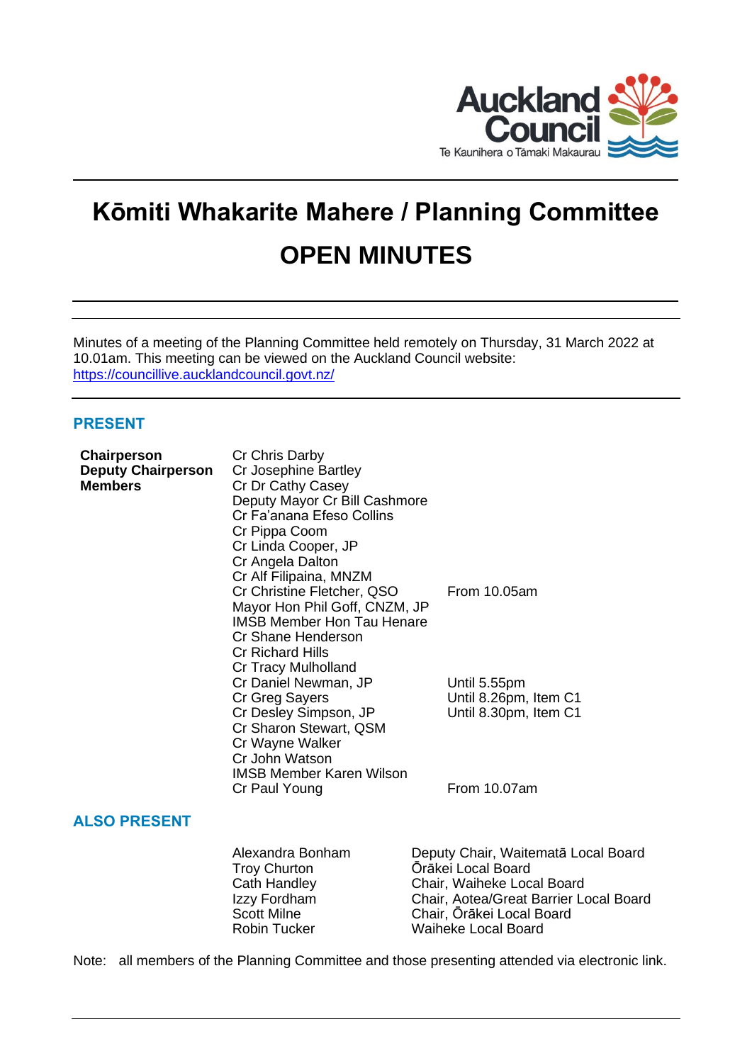# Kōmiti Whakarite Mahere / Planning Committee

# OPEN MINUTES

Minutes of a meeting of the Planning Committee held remotely on Thursday, 31 March 2022 at 10.01am. This meeting can be viewed on the Auckland Council website: https://councillive.aucklandcouncil.govt.nz/

## PRESENT

| | | |
|---|---|---|
| **Chairperson** | Cr Chris Darby | |
| **Deputy Chairperson** | Cr Josephine Bartley | |
| **Members** | Cr Dr Cathy Casey | |
| | Deputy Mayor Cr Bill Cashmore | |
| | Cr Fa'anana Efeso Collins | |
| | Cr Pippa Coom | |
| | Cr Linda Cooper, JP | |
| | Cr Angela Dalton | |
| | Cr Alf Filipaina, MNZM | |
| | Cr Christine Fletcher, QSO | From 10.05am |
| | Mayor Hon Phil Goff, CNZM, JP | |
| | IMSB Member Hon Tau Henare | |
| | Cr Shane Henderson | |
| | Cr Richard Hills | |
| | Cr Tracy Mulholland | |
| | Cr Daniel Newman, JP | Until 5.55pm |
| | Cr Greg Sayers | Until 8.26pm, Item C1 |
| | Cr Desley Simpson, JP | Until 8.30pm, Item C1 |
| | Cr Sharon Stewart, QSM | |
| | Cr Wayne Walker | |
| | Cr John Watson | |
| | IMSB Member Karen Wilson | |
| | Cr Paul Young | From 10.07am |

## ALSO PRESENT

| | |
|---|---|
| Alexandra Bonham | Deputy Chair, Waitematā Local Board |
| Troy Churton | Ōrākei Local Board |
| Cath Handley | Chair, Waiheke Local Board |
| Izzy Fordham | Chair, Aotea/Great Barrier Local Board |
| Scott Milne | Chair, Ōrākei Local Board |
| Robin Tucker | Waiheke Local Board |

Note: all members of the Planning Committee and those presenting attended via electronic link.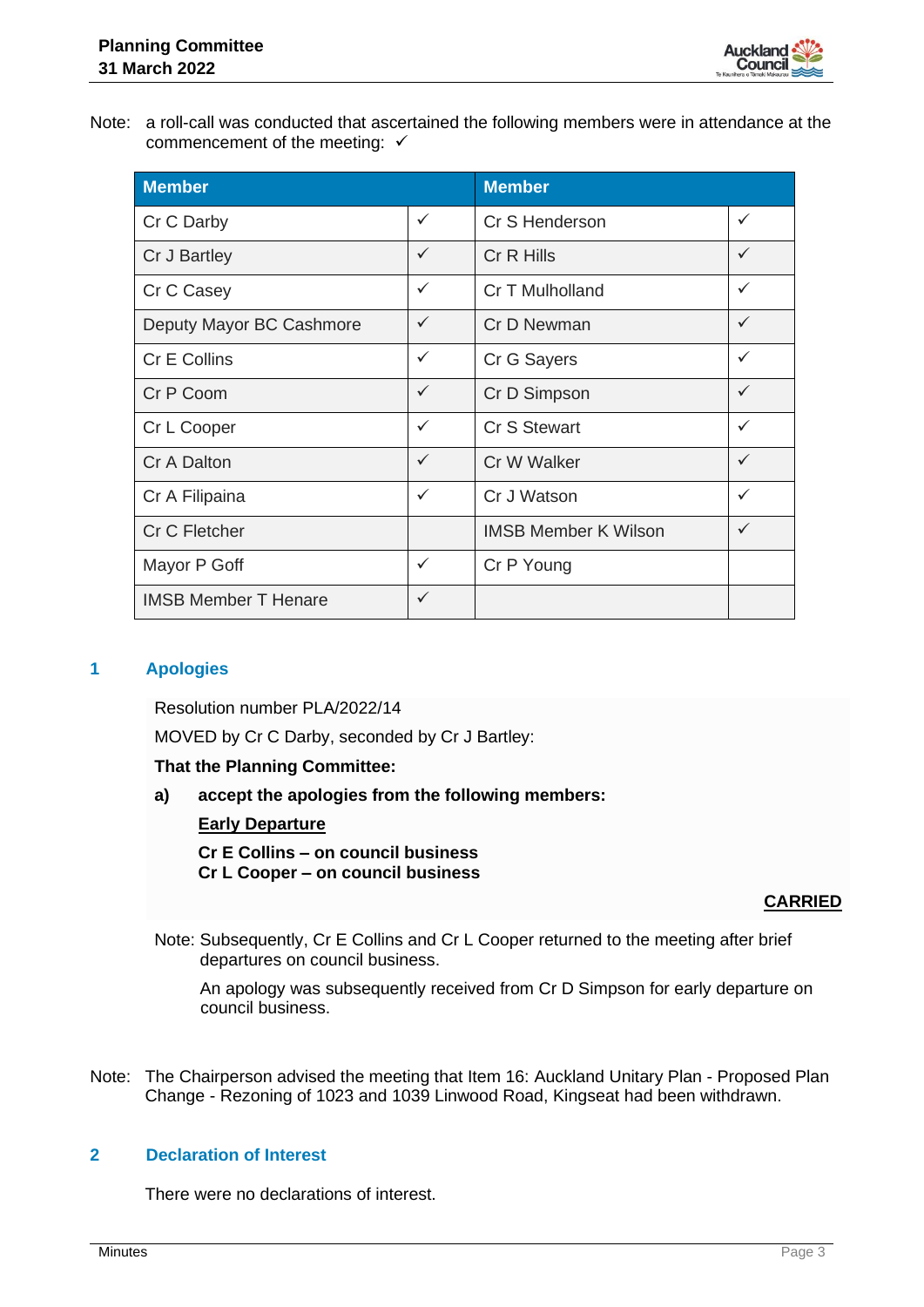Note: a roll-call was conducted that ascertained the following members were in attendance at the commencement of the meeting: ✓

| Member | | Member | |
|---|---|---|---|
| Cr C Darby | ✓ | Cr S Henderson | ✓ |
| Cr J Bartley | ✓ | Cr R Hills | ✓ |
| Cr C Casey | ✓ | Cr T Mulholland | ✓ |
| Deputy Mayor BC Cashmore | ✓ | Cr D Newman | ✓ |
| Cr E Collins | ✓ | Cr G Sayers | ✓ |
| Cr P Coom | ✓ | Cr D Simpson | ✓ |
| Cr L Cooper | ✓ | Cr S Stewart | ✓ |
| Cr A Dalton | ✓ | Cr W Walker | ✓ |
| Cr A Filipaina | ✓ | Cr J Watson | ✓ |
| Cr C Fletcher | | IMSB Member K Wilson | ✓ |
| Mayor P Goff | ✓ | Cr P Young | |
| IMSB Member T Henare | ✓ | | |

## 1 Apologies

Resolution number PLA/2022/14

MOVED by Cr C Darby, seconded by Cr J Bartley:

**That the Planning Committee:**

**a) accept the apologies from the following members:**

**<u>Early Departure</u>**

**Cr E Collins – on council business**
**Cr L Cooper – on council business**

**<u>CARRIED</u>**

Note: Subsequently, Cr E Collins and Cr L Cooper returned to the meeting after brief departures on council business.

An apology was subsequently received from Cr D Simpson for early departure on council business.

Note: The Chairperson advised the meeting that Item 16: Auckland Unitary Plan - Proposed Plan Change - Rezoning of 1023 and 1039 Linwood Road, Kingseat had been withdrawn.

## 2 Declaration of Interest

There were no declarations of interest.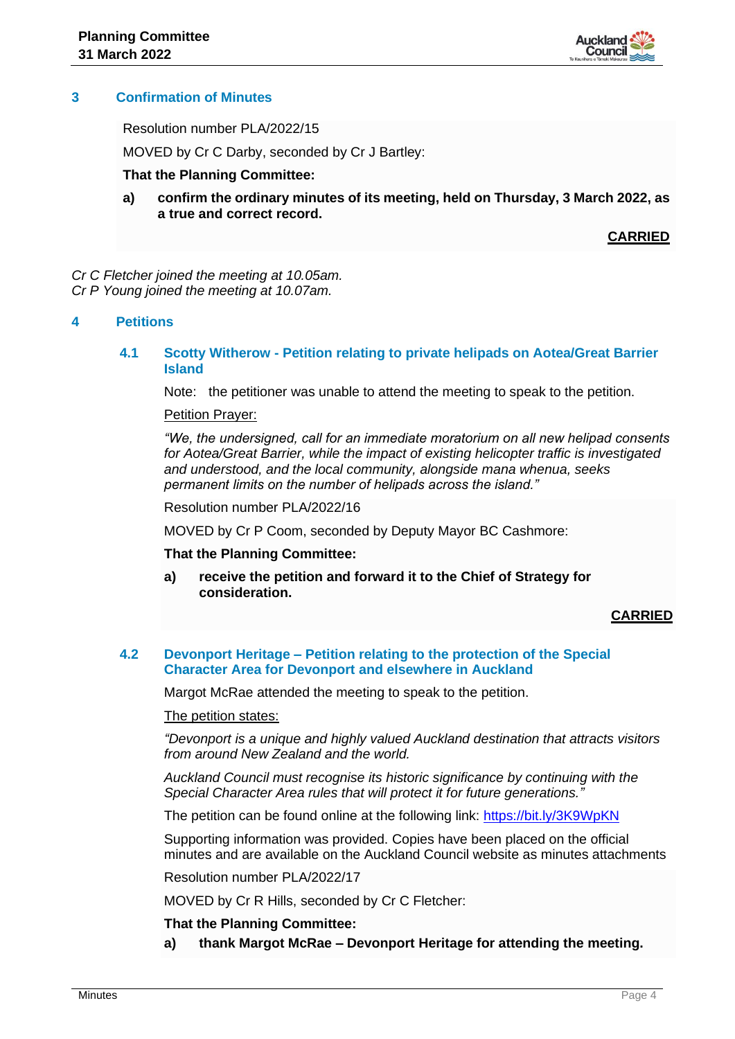## 3 Confirmation of Minutes

Resolution number PLA/2022/15

MOVED by Cr C Darby, seconded by Cr J Bartley:

**That the Planning Committee:**

**a) confirm the ordinary minutes of its meeting, held on Thursday, 3 March 2022, as a true and correct record.**

**CARRIED**

*Cr C Fletcher joined the meeting at 10.05am.*
*Cr P Young joined the meeting at 10.07am.*

## 4 Petitions

### 4.1 Scotty Witherow - Petition relating to private helipads on Aotea/Great Barrier Island

Note: the petitioner was unable to attend the meeting to speak to the petition.

Petition Prayer:

*"We, the undersigned, call for an immediate moratorium on all new helipad consents for Aotea/Great Barrier, while the impact of existing helicopter traffic is investigated and understood, and the local community, alongside mana whenua, seeks permanent limits on the number of helipads across the island."*

Resolution number PLA/2022/16

MOVED by Cr P Coom, seconded by Deputy Mayor BC Cashmore:

**That the Planning Committee:**

**a) receive the petition and forward it to the Chief of Strategy for consideration.**

**CARRIED**

### 4.2 Devonport Heritage – Petition relating to the protection of the Special Character Area for Devonport and elsewhere in Auckland

Margot McRae attended the meeting to speak to the petition.

The petition states:

*"Devonport is a unique and highly valued Auckland destination that attracts visitors from around New Zealand and the world.*

*Auckland Council must recognise its historic significance by continuing with the Special Character Area rules that will protect it for future generations."*

The petition can be found online at the following link: https://bit.ly/3K9WpKN

Supporting information was provided. Copies have been placed on the official minutes and are available on the Auckland Council website as minutes attachments

Resolution number PLA/2022/17

MOVED by Cr R Hills, seconded by Cr C Fletcher:

**That the Planning Committee:**

**a) thank Margot McRae – Devonport Heritage for attending the meeting.**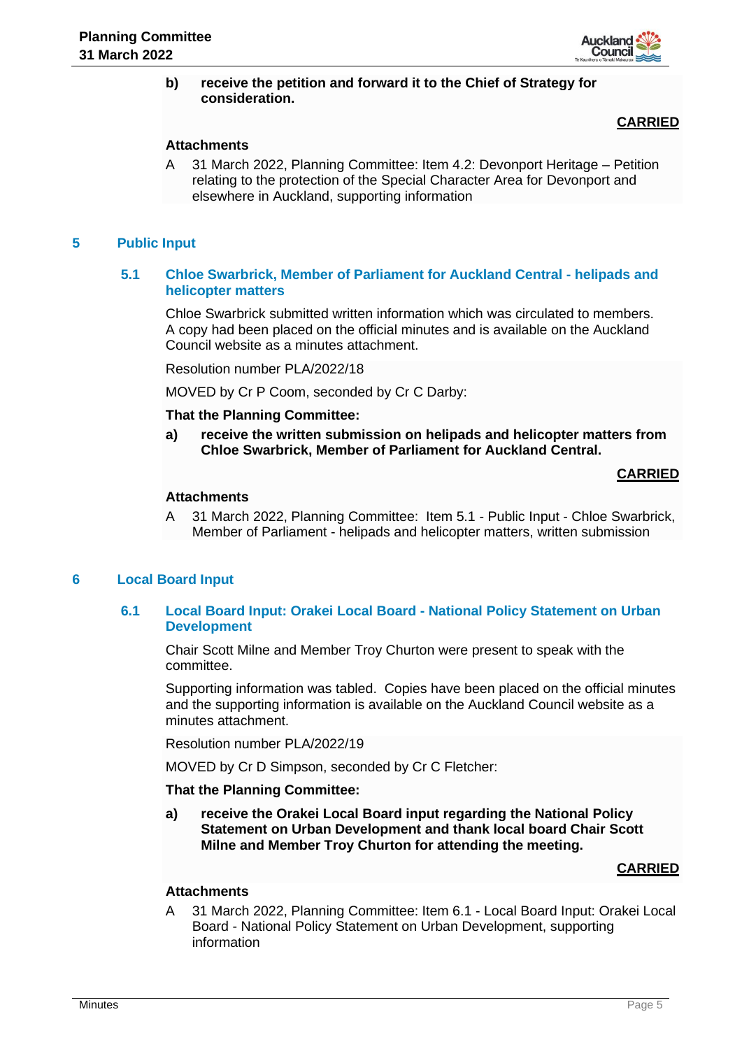**b) receive the petition and forward it to the Chief of Strategy for consideration.**

**CARRIED**

**Attachments**

A 31 March 2022, Planning Committee: Item 4.2: Devonport Heritage – Petition relating to the protection of the Special Character Area for Devonport and elsewhere in Auckland, supporting information

## 5 Public Input

### 5.1 Chloe Swarbrick, Member of Parliament for Auckland Central - helipads and helicopter matters

Chloe Swarbrick submitted written information which was circulated to members. A copy had been placed on the official minutes and is available on the Auckland Council website as a minutes attachment.

Resolution number PLA/2022/18

MOVED by Cr P Coom, seconded by Cr C Darby:

**That the Planning Committee:**

**a) receive the written submission on helipads and helicopter matters from Chloe Swarbrick, Member of Parliament for Auckland Central.**

**CARRIED**

**Attachments**

A 31 March 2022, Planning Committee: Item 5.1 - Public Input - Chloe Swarbrick, Member of Parliament - helipads and helicopter matters, written submission

## 6 Local Board Input

### 6.1 Local Board Input: Orakei Local Board - National Policy Statement on Urban Development

Chair Scott Milne and Member Troy Churton were present to speak with the committee.

Supporting information was tabled. Copies have been placed on the official minutes and the supporting information is available on the Auckland Council website as a minutes attachment.

Resolution number PLA/2022/19

MOVED by Cr D Simpson, seconded by Cr C Fletcher:

**That the Planning Committee:**

**a) receive the Orakei Local Board input regarding the National Policy Statement on Urban Development and thank local board Chair Scott Milne and Member Troy Churton for attending the meeting.**

**CARRIED**

**Attachments**

A 31 March 2022, Planning Committee: Item 6.1 - Local Board Input: Orakei Local Board - National Policy Statement on Urban Development, supporting information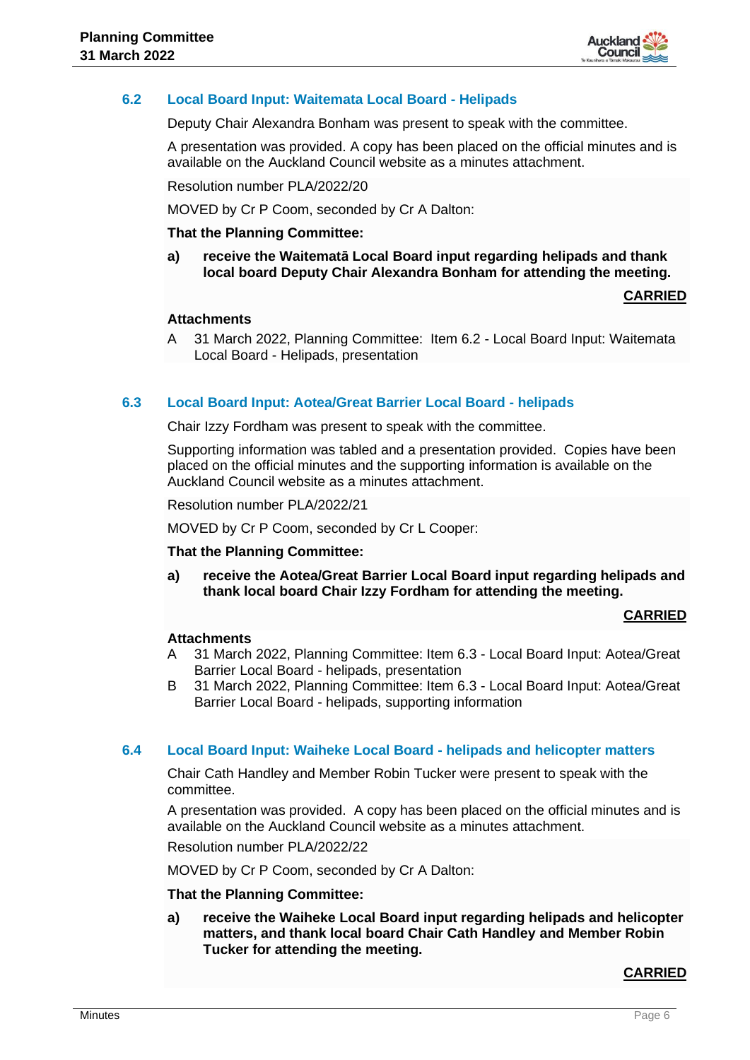## 6.2 Local Board Input: Waitemata Local Board - Helipads

Deputy Chair Alexandra Bonham was present to speak with the committee.

A presentation was provided. A copy has been placed on the official minutes and is available on the Auckland Council website as a minutes attachment.

Resolution number PLA/2022/20

MOVED by Cr P Coom, seconded by Cr A Dalton:

**That the Planning Committee:**

**a) receive the Waitematā Local Board input regarding helipads and thank local board Deputy Chair Alexandra Bonham for attending the meeting.**

**CARRIED**

**Attachments**

A 31 March 2022, Planning Committee: Item 6.2 - Local Board Input: Waitemata Local Board - Helipads, presentation

## 6.3 Local Board Input: Aotea/Great Barrier Local Board - helipads

Chair Izzy Fordham was present to speak with the committee.

Supporting information was tabled and a presentation provided. Copies have been placed on the official minutes and the supporting information is available on the Auckland Council website as a minutes attachment.

Resolution number PLA/2022/21

MOVED by Cr P Coom, seconded by Cr L Cooper:

**That the Planning Committee:**

**a) receive the Aotea/Great Barrier Local Board input regarding helipads and thank local board Chair Izzy Fordham for attending the meeting.**

**CARRIED**

**Attachments**

A 31 March 2022, Planning Committee: Item 6.3 - Local Board Input: Aotea/Great Barrier Local Board - helipads, presentation

B 31 March 2022, Planning Committee: Item 6.3 - Local Board Input: Aotea/Great Barrier Local Board - helipads, supporting information

## 6.4 Local Board Input: Waiheke Local Board - helipads and helicopter matters

Chair Cath Handley and Member Robin Tucker were present to speak with the committee.

A presentation was provided. A copy has been placed on the official minutes and is available on the Auckland Council website as a minutes attachment.

Resolution number PLA/2022/22

MOVED by Cr P Coom, seconded by Cr A Dalton:

**That the Planning Committee:**

**a) receive the Waiheke Local Board input regarding helipads and helicopter matters, and thank local board Chair Cath Handley and Member Robin Tucker for attending the meeting.**

**CARRIED**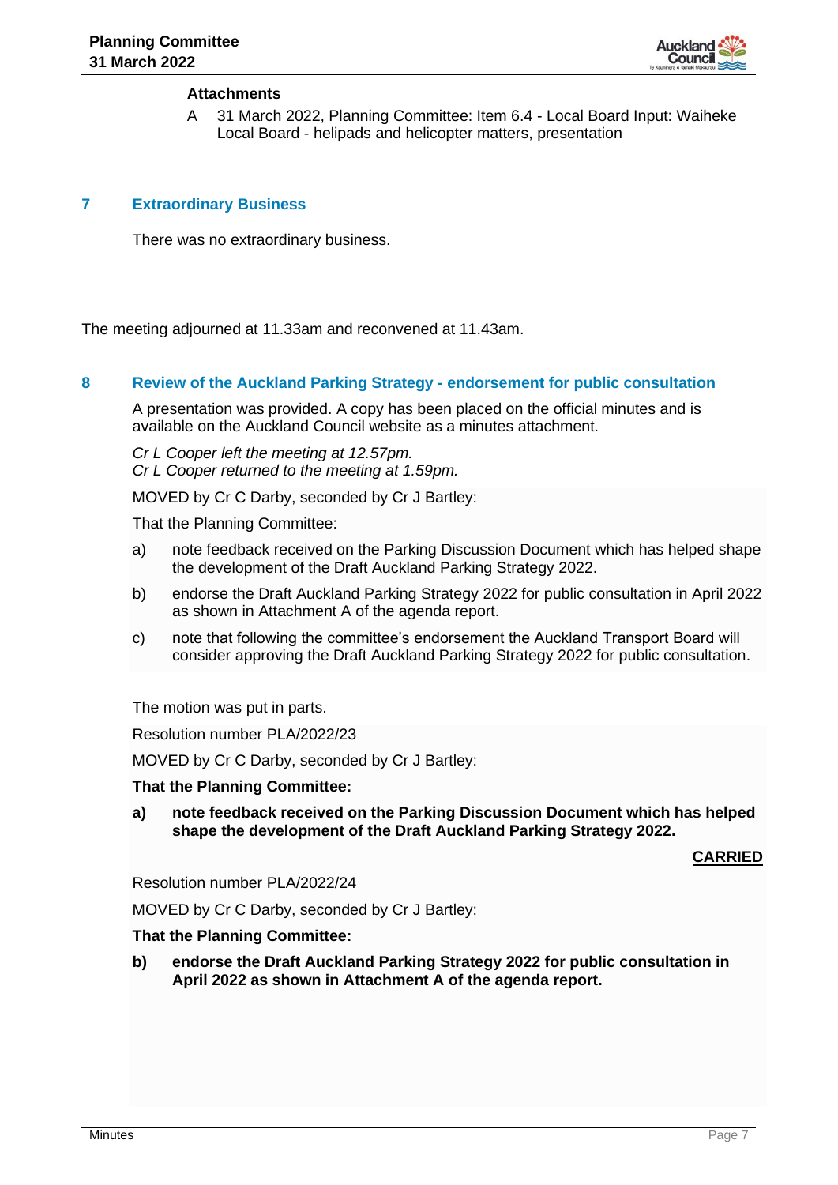**Attachments**

A 31 March 2022, Planning Committee: Item 6.4 - Local Board Input: Waiheke Local Board - helipads and helicopter matters, presentation

## 7 Extraordinary Business

There was no extraordinary business.

The meeting adjourned at 11.33am and reconvened at 11.43am.

## 8 Review of the Auckland Parking Strategy - endorsement for public consultation

A presentation was provided. A copy has been placed on the official minutes and is available on the Auckland Council website as a minutes attachment.

*Cr L Cooper left the meeting at 12.57pm.*
*Cr L Cooper returned to the meeting at 1.59pm.*

MOVED by Cr C Darby, seconded by Cr J Bartley:

That the Planning Committee:

a) note feedback received on the Parking Discussion Document which has helped shape the development of the Draft Auckland Parking Strategy 2022.

b) endorse the Draft Auckland Parking Strategy 2022 for public consultation in April 2022 as shown in Attachment A of the agenda report.

c) note that following the committee's endorsement the Auckland Transport Board will consider approving the Draft Auckland Parking Strategy 2022 for public consultation.

The motion was put in parts.

Resolution number PLA/2022/23

MOVED by Cr C Darby, seconded by Cr J Bartley:

**That the Planning Committee:**

**a) note feedback received on the Parking Discussion Document which has helped shape the development of the Draft Auckland Parking Strategy 2022.**

**CARRIED**

Resolution number PLA/2022/24

MOVED by Cr C Darby, seconded by Cr J Bartley:

**That the Planning Committee:**

**b) endorse the Draft Auckland Parking Strategy 2022 for public consultation in April 2022 as shown in Attachment A of the agenda report.**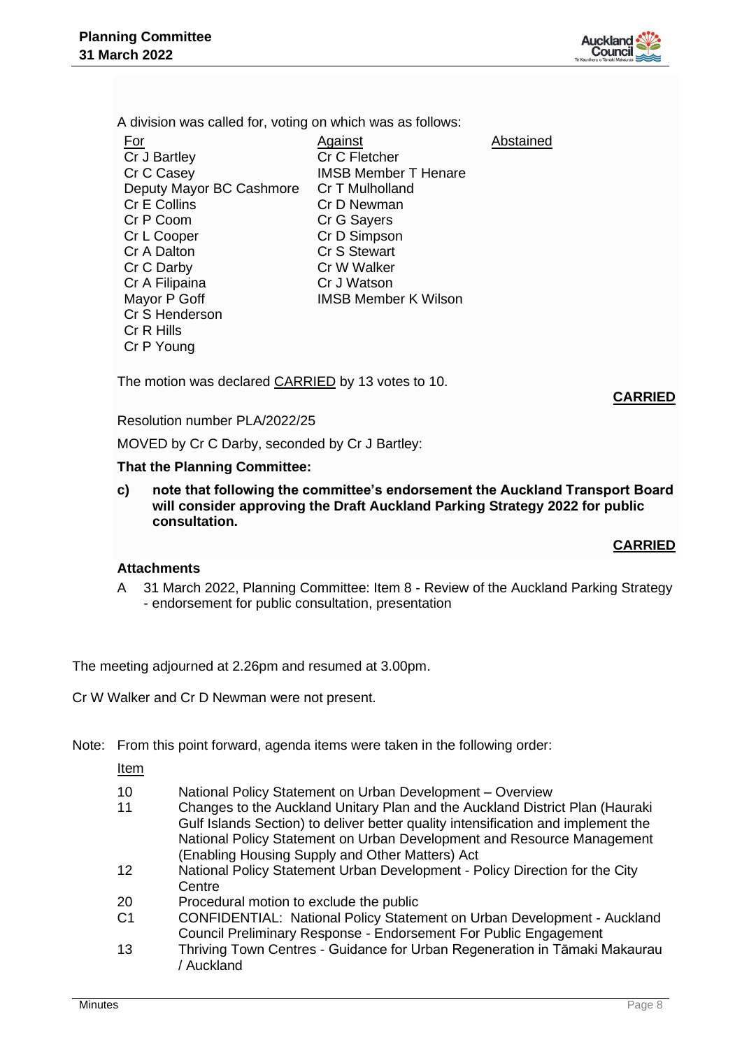A division was called for, voting on which was as follows:

| For | Against | Abstained |
| --- | --- | --- |
| Cr J Bartley | Cr C Fletcher | |
| Cr C Casey | IMSB Member T Henare | |
| Deputy Mayor BC Cashmore | Cr T Mulholland | |
| Cr E Collins | Cr D Newman | |
| Cr P Coom | Cr G Sayers | |
| Cr L Cooper | Cr D Simpson | |
| Cr A Dalton | Cr S Stewart | |
| Cr C Darby | Cr W Walker | |
| Cr A Filipaina | Cr J Watson | |
| Mayor P Goff | IMSB Member K Wilson | |
| Cr S Henderson | | |
| Cr R Hills | | |
| Cr P Young | | |

The motion was declared CARRIED by 13 votes to 10.

**CARRIED**

Resolution number PLA/2022/25

MOVED by Cr C Darby, seconded by Cr J Bartley:

**That the Planning Committee:**

**c) note that following the committee's endorsement the Auckland Transport Board will consider approving the Draft Auckland Parking Strategy 2022 for public consultation.**

**CARRIED**

**Attachments**

A 31 March 2022, Planning Committee: Item 8 - Review of the Auckland Parking Strategy - endorsement for public consultation, presentation

The meeting adjourned at 2.26pm and resumed at 3.00pm.

Cr W Walker and Cr D Newman were not present.

Note: From this point forward, agenda items were taken in the following order:

| Item | |
| --- | --- |
| 10 | National Policy Statement on Urban Development – Overview |
| 11 | Changes to the Auckland Unitary Plan and the Auckland District Plan (Hauraki Gulf Islands Section) to deliver better quality intensification and implement the National Policy Statement on Urban Development and Resource Management (Enabling Housing Supply and Other Matters) Act |
| 12 | National Policy Statement Urban Development - Policy Direction for the City Centre |
| 20 | Procedural motion to exclude the public |
| C1 | CONFIDENTIAL: National Policy Statement on Urban Development - Auckland Council Preliminary Response - Endorsement For Public Engagement |
| 13 | Thriving Town Centres - Guidance for Urban Regeneration in Tāmaki Makaurau / Auckland |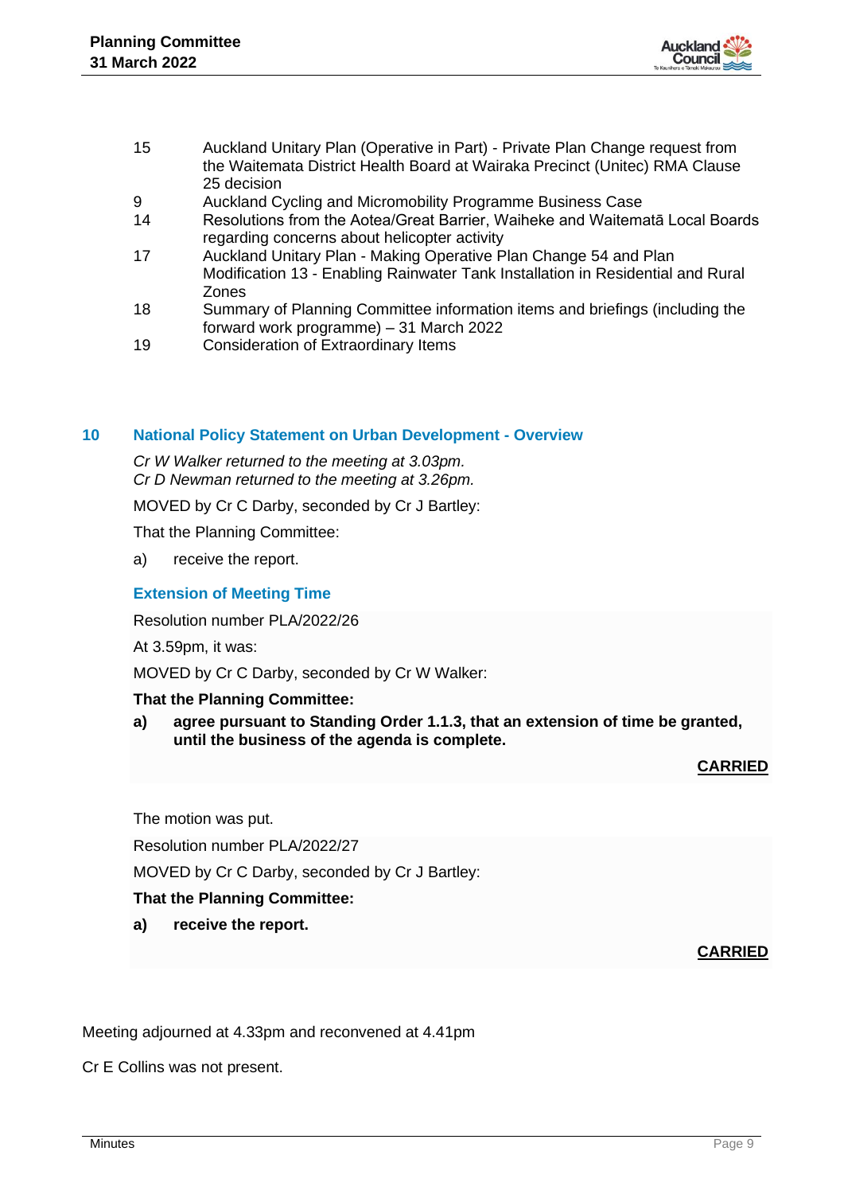| | |
|---|---|
| 15 | Auckland Unitary Plan (Operative in Part) - Private Plan Change request from the Waitemata District Health Board at Wairaka Precinct (Unitec) RMA Clause 25 decision |
| 9 | Auckland Cycling and Micromobility Programme Business Case |
| 14 | Resolutions from the Aotea/Great Barrier, Waiheke and Waitematā Local Boards regarding concerns about helicopter activity |
| 17 | Auckland Unitary Plan - Making Operative Plan Change 54 and Plan Modification 13 - Enabling Rainwater Tank Installation in Residential and Rural Zones |
| 18 | Summary of Planning Committee information items and briefings (including the forward work programme) – 31 March 2022 |
| 19 | Consideration of Extraordinary Items |

## 10 National Policy Statement on Urban Development - Overview

*Cr W Walker returned to the meeting at 3.03pm.*
*Cr D Newman returned to the meeting at 3.26pm.*

MOVED by Cr C Darby, seconded by Cr J Bartley:

That the Planning Committee:

a) receive the report.

### Extension of Meeting Time

Resolution number PLA/2022/26

At 3.59pm, it was:

MOVED by Cr C Darby, seconded by Cr W Walker:

**That the Planning Committee:**

**a) agree pursuant to Standing Order 1.1.3, that an extension of time be granted, until the business of the agenda is complete.**

**CARRIED**

The motion was put.

Resolution number PLA/2022/27

MOVED by Cr C Darby, seconded by Cr J Bartley:

**That the Planning Committee:**

**a) receive the report.**

**CARRIED**

Meeting adjourned at 4.33pm and reconvened at 4.41pm

Cr E Collins was not present.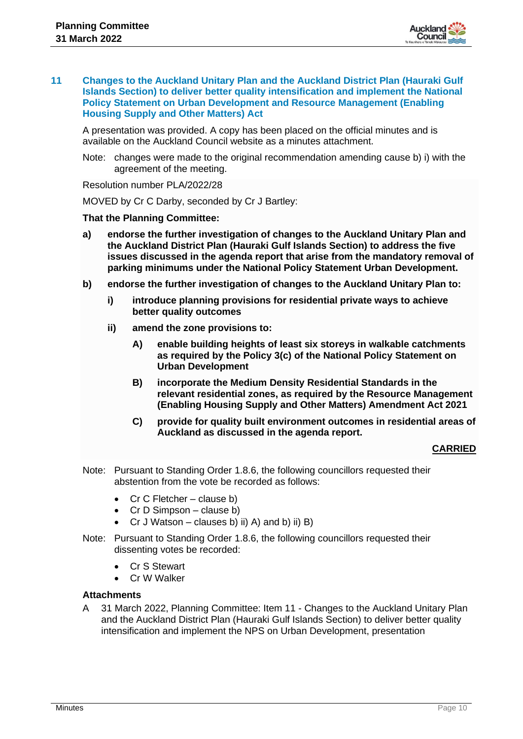## 11 Changes to the Auckland Unitary Plan and the Auckland District Plan (Hauraki Gulf Islands Section) to deliver better quality intensification and implement the National Policy Statement on Urban Development and Resource Management (Enabling Housing Supply and Other Matters) Act

A presentation was provided. A copy has been placed on the official minutes and is available on the Auckland Council website as a minutes attachment.

Note: changes were made to the original recommendation amending cause b) i) with the agreement of the meeting.

Resolution number PLA/2022/28

MOVED by Cr C Darby, seconded by Cr J Bartley:

**That the Planning Committee:**

**a) endorse the further investigation of changes to the Auckland Unitary Plan and the Auckland District Plan (Hauraki Gulf Islands Section) to address the five issues discussed in the agenda report that arise from the mandatory removal of parking minimums under the National Policy Statement Urban Development.**

**b) endorse the further investigation of changes to the Auckland Unitary Plan to:**

- **i) introduce planning provisions for residential private ways to achieve better quality outcomes**
- **ii) amend the zone provisions to:**
  - **A) enable building heights of least six storeys in walkable catchments as required by the Policy 3(c) of the National Policy Statement on Urban Development**
  - **B) incorporate the Medium Density Residential Standards in the relevant residential zones, as required by the Resource Management (Enabling Housing Supply and Other Matters) Amendment Act 2021**
  - **C) provide for quality built environment outcomes in residential areas of Auckland as discussed in the agenda report.**

**CARRIED**

Note: Pursuant to Standing Order 1.8.6, the following councillors requested their abstention from the vote be recorded as follows:

- Cr C Fletcher – clause b)
- Cr D Simpson – clause b)
- Cr J Watson – clauses b) ii) A) and b) ii) B)

Note: Pursuant to Standing Order 1.8.6, the following councillors requested their dissenting votes be recorded:

- Cr S Stewart
- Cr W Walker

**Attachments**

A 31 March 2022, Planning Committee: Item 11 - Changes to the Auckland Unitary Plan and the Auckland District Plan (Hauraki Gulf Islands Section) to deliver better quality intensification and implement the NPS on Urban Development, presentation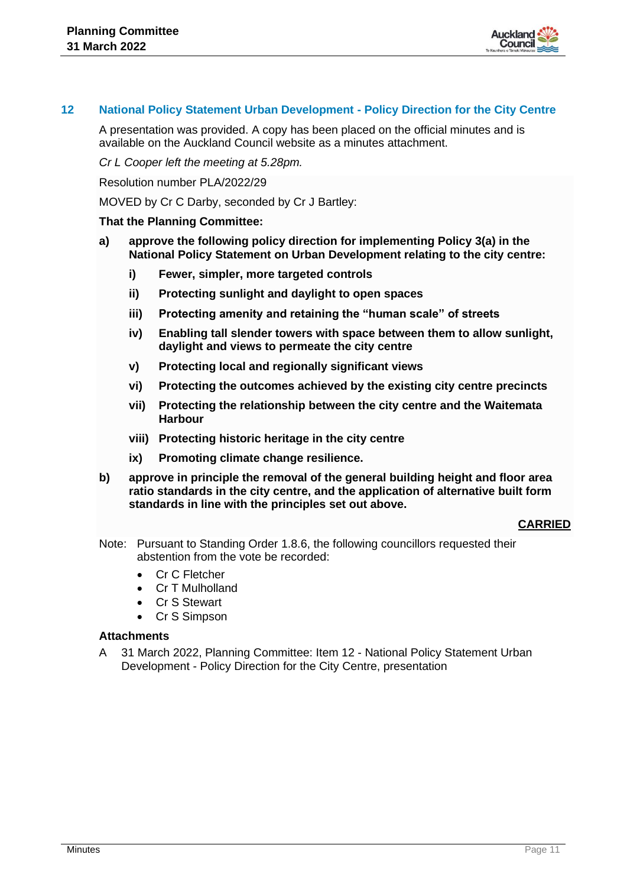## 12 National Policy Statement Urban Development - Policy Direction for the City Centre

A presentation was provided. A copy has been placed on the official minutes and is available on the Auckland Council website as a minutes attachment.

*Cr L Cooper left the meeting at 5.28pm.*

Resolution number PLA/2022/29

MOVED by Cr C Darby, seconded by Cr J Bartley:

**That the Planning Committee:**

**a) approve the following policy direction for implementing Policy 3(a) in the National Policy Statement on Urban Development relating to the city centre:**

- **i) Fewer, simpler, more targeted controls**
- **ii) Protecting sunlight and daylight to open spaces**
- **iii) Protecting amenity and retaining the "human scale" of streets**
- **iv) Enabling tall slender towers with space between them to allow sunlight, daylight and views to permeate the city centre**
- **v) Protecting local and regionally significant views**
- **vi) Protecting the outcomes achieved by the existing city centre precincts**
- **vii) Protecting the relationship between the city centre and the Waitemata Harbour**
- **viii) Protecting historic heritage in the city centre**
- **ix) Promoting climate change resilience.**

**b) approve in principle the removal of the general building height and floor area ratio standards in the city centre, and the application of alternative built form standards in line with the principles set out above.**

**CARRIED**

Note: Pursuant to Standing Order 1.8.6, the following councillors requested their abstention from the vote be recorded:

- Cr C Fletcher
- Cr T Mulholland
- Cr S Stewart
- Cr S Simpson

### Attachments

A 31 March 2022, Planning Committee: Item 12 - National Policy Statement Urban Development - Policy Direction for the City Centre, presentation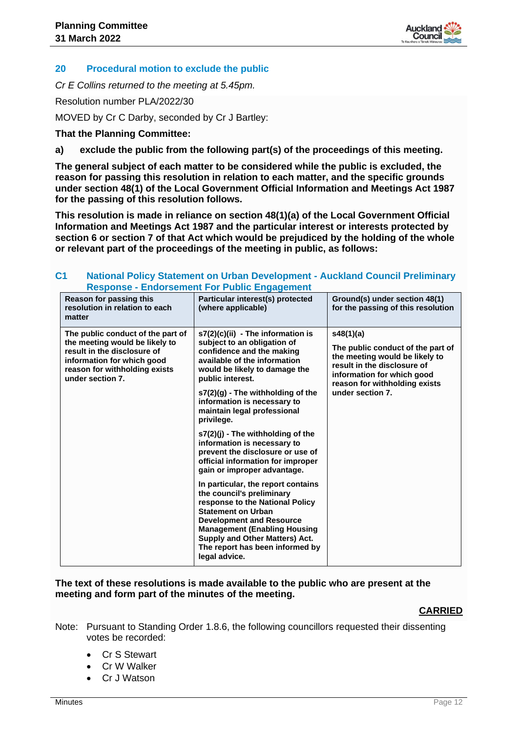## 20 Procedural motion to exclude the public

*Cr E Collins returned to the meeting at 5.45pm.*

Resolution number PLA/2022/30

MOVED by Cr C Darby, seconded by Cr J Bartley:

**That the Planning Committee:**

**a) exclude the public from the following part(s) of the proceedings of this meeting.**

**The general subject of each matter to be considered while the public is excluded, the reason for passing this resolution in relation to each matter, and the specific grounds under section 48(1) of the Local Government Official Information and Meetings Act 1987 for the passing of this resolution follows.**

**This resolution is made in reliance on section 48(1)(a) of the Local Government Official Information and Meetings Act 1987 and the particular interest or interests protected by section 6 or section 7 of that Act which would be prejudiced by the holding of the whole or relevant part of the proceedings of the meeting in public, as follows:**

### C1 National Policy Statement on Urban Development - Auckland Council Preliminary Response - Endorsement For Public Engagement

| Reason for passing this resolution in relation to each matter | Particular interest(s) protected (where applicable) | Ground(s) under section 48(1) for the passing of this resolution |
|---|---|---|
| The public conduct of the part of the meeting would be likely to result in the disclosure of information for which good reason for withholding exists under section 7. | s7(2)(c)(ii) - The information is subject to an obligation of confidence and the making available of the information would be likely to damage the public interest.<br><br>s7(2)(g) - The withholding of the information is necessary to maintain legal professional privilege.<br><br>s7(2)(j) - The withholding of the information is necessary to prevent the disclosure or use of official information for improper gain or improper advantage.<br><br>In particular, the report contains the council's preliminary response to the National Policy Statement on Urban Development and Resource Management (Enabling Housing Supply and Other Matters) Act. The report has been informed by legal advice. | s48(1)(a)<br><br>The public conduct of the part of the meeting would be likely to result in the disclosure of information for which good reason for withholding exists under section 7. |

**The text of these resolutions is made available to the public who are present at the meeting and form part of the minutes of the meeting.**

**CARRIED**

Note: Pursuant to Standing Order 1.8.6, the following councillors requested their dissenting votes be recorded:

- Cr S Stewart
- Cr W Walker
- Cr J Watson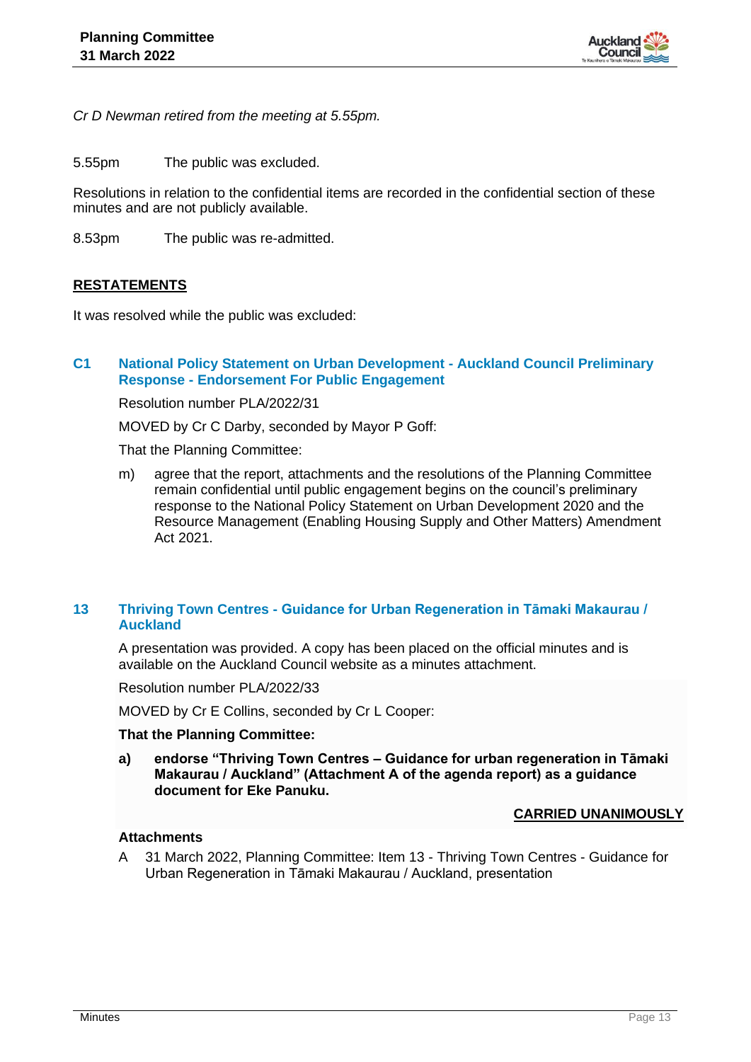*Cr D Newman retired from the meeting at 5.55pm.*

5.55pm The public was excluded.

Resolutions in relation to the confidential items are recorded in the confidential section of these minutes and are not publicly available.

8.53pm The public was re-admitted.

**RESTATEMENTS**

It was resolved while the public was excluded:

## C1 National Policy Statement on Urban Development - Auckland Council Preliminary Response - Endorsement For Public Engagement

Resolution number PLA/2022/31

MOVED by Cr C Darby, seconded by Mayor P Goff:

That the Planning Committee:

m) agree that the report, attachments and the resolutions of the Planning Committee remain confidential until public engagement begins on the council's preliminary response to the National Policy Statement on Urban Development 2020 and the Resource Management (Enabling Housing Supply and Other Matters) Amendment Act 2021.

## 13 Thriving Town Centres - Guidance for Urban Regeneration in Tāmaki Makaurau / Auckland

A presentation was provided. A copy has been placed on the official minutes and is available on the Auckland Council website as a minutes attachment.

Resolution number PLA/2022/33

MOVED by Cr E Collins, seconded by Cr L Cooper:

**That the Planning Committee:**

**a) endorse "Thriving Town Centres – Guidance for urban regeneration in Tāmaki Makaurau / Auckland" (Attachment A of the agenda report) as a guidance document for Eke Panuku.**

**CARRIED UNANIMOUSLY**

**Attachments**

A 31 March 2022, Planning Committee: Item 13 - Thriving Town Centres - Guidance for Urban Regeneration in Tāmaki Makaurau / Auckland, presentation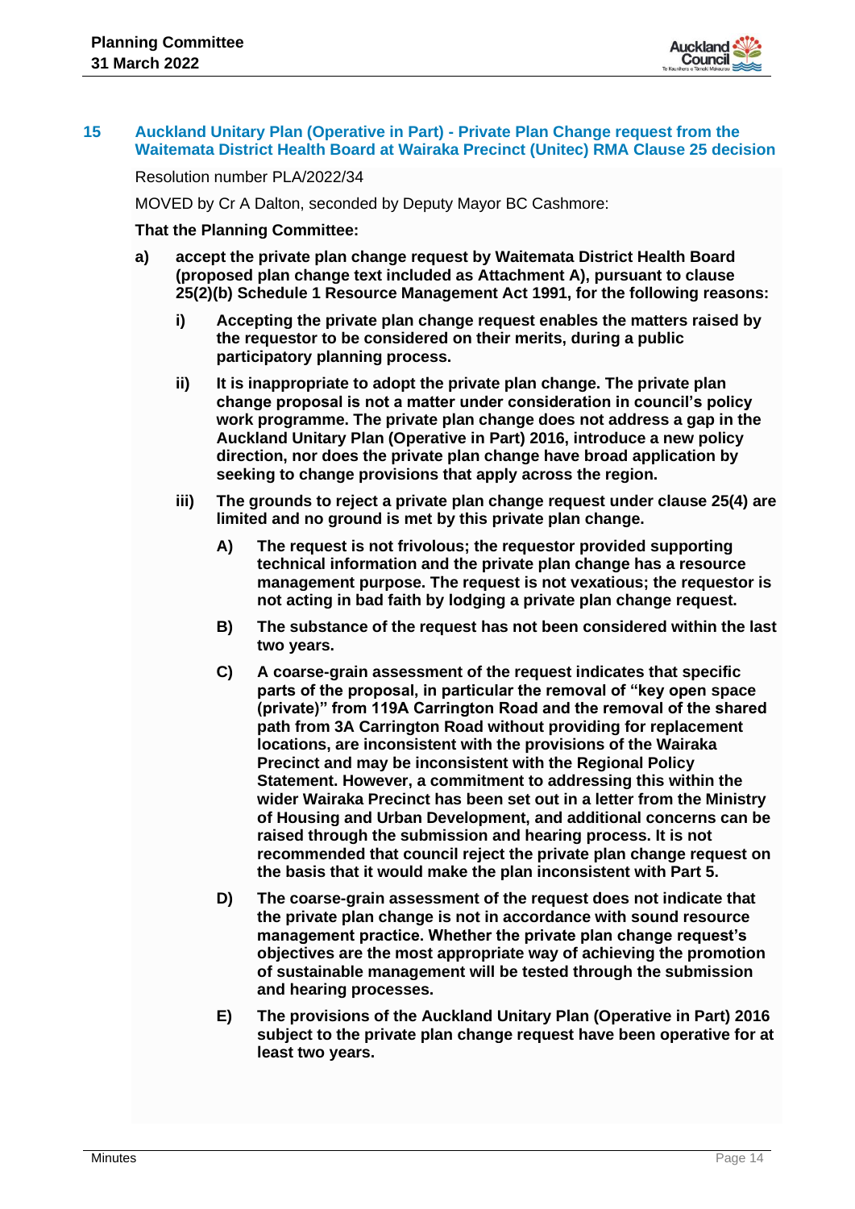## 15 Auckland Unitary Plan (Operative in Part) - Private Plan Change request from the Waitemata District Health Board at Wairaka Precinct (Unitec) RMA Clause 25 decision

Resolution number PLA/2022/34

MOVED by Cr A Dalton, seconded by Deputy Mayor BC Cashmore:

**That the Planning Committee:**

**a) accept the private plan change request by Waitemata District Health Board (proposed plan change text included as Attachment A), pursuant to clause 25(2)(b) Schedule 1 Resource Management Act 1991, for the following reasons:**

  **i) Accepting the private plan change request enables the matters raised by the requestor to be considered on their merits, during a public participatory planning process.**

  **ii) It is inappropriate to adopt the private plan change. The private plan change proposal is not a matter under consideration in council's policy work programme. The private plan change does not address a gap in the Auckland Unitary Plan (Operative in Part) 2016, introduce a new policy direction, nor does the private plan change have broad application by seeking to change provisions that apply across the region.**

  **iii) The grounds to reject a private plan change request under clause 25(4) are limited and no ground is met by this private plan change.**

    **A) The request is not frivolous; the requestor provided supporting technical information and the private plan change has a resource management purpose. The request is not vexatious; the requestor is not acting in bad faith by lodging a private plan change request.**

    **B) The substance of the request has not been considered within the last two years.**

    **C) A coarse-grain assessment of the request indicates that specific parts of the proposal, in particular the removal of "key open space (private)" from 119A Carrington Road and the removal of the shared path from 3A Carrington Road without providing for replacement locations, are inconsistent with the provisions of the Wairaka Precinct and may be inconsistent with the Regional Policy Statement. However, a commitment to addressing this within the wider Wairaka Precinct has been set out in a letter from the Ministry of Housing and Urban Development, and additional concerns can be raised through the submission and hearing process. It is not recommended that council reject the private plan change request on the basis that it would make the plan inconsistent with Part 5.**

    **D) The coarse-grain assessment of the request does not indicate that the private plan change is not in accordance with sound resource management practice. Whether the private plan change request's objectives are the most appropriate way of achieving the promotion of sustainable management will be tested through the submission and hearing processes.**

    **E) The provisions of the Auckland Unitary Plan (Operative in Part) 2016 subject to the private plan change request have been operative for at least two years.**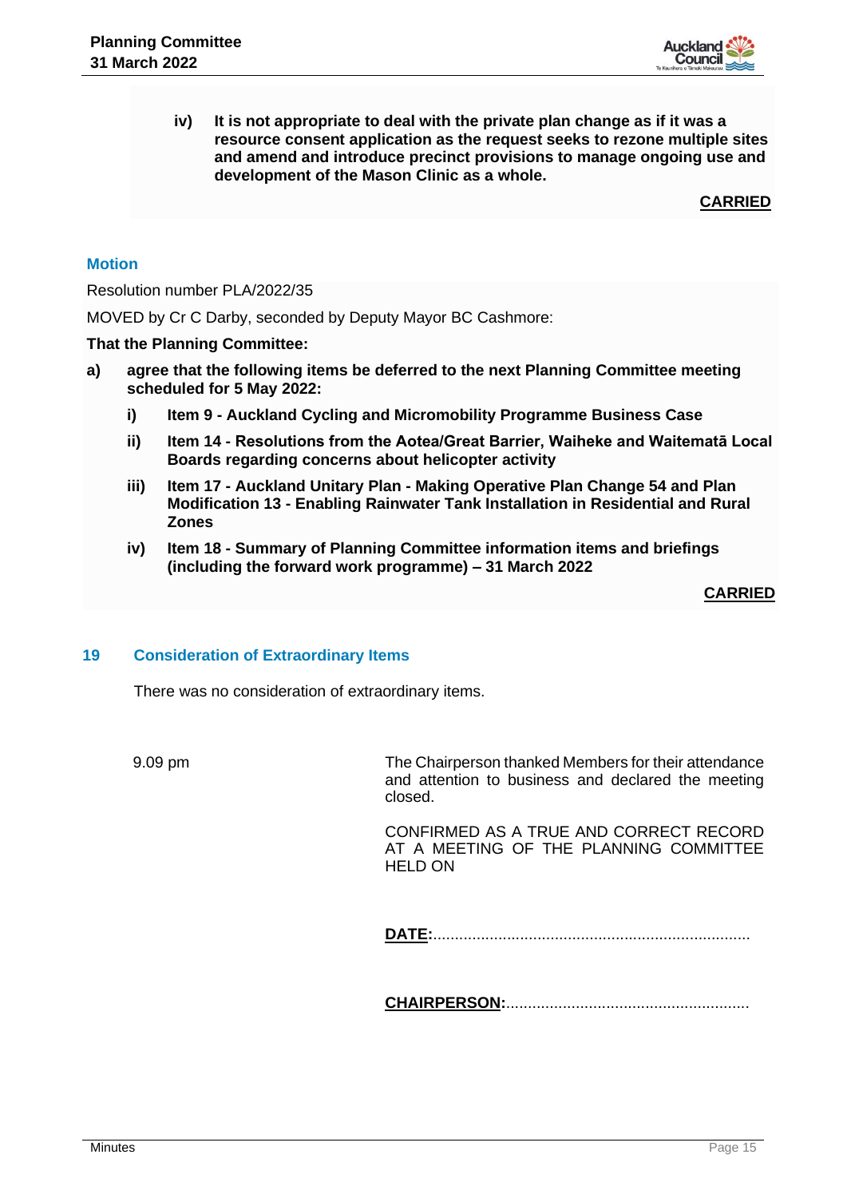iv) **It is not appropriate to deal with the private plan change as if it was a resource consent application as the request seeks to rezone multiple sites and amend and introduce precinct provisions to manage ongoing use and development of the Mason Clinic as a whole.**

**CARRIED**

### Motion

Resolution number PLA/2022/35

MOVED by Cr C Darby, seconded by Deputy Mayor BC Cashmore:

**That the Planning Committee:**

**a) agree that the following items be deferred to the next Planning Committee meeting scheduled for 5 May 2022:**

**i) Item 9 - Auckland Cycling and Micromobility Programme Business Case**

**ii) Item 14 - Resolutions from the Aotea/Great Barrier, Waiheke and Waitematā Local Boards regarding concerns about helicopter activity**

**iii) Item 17 - Auckland Unitary Plan - Making Operative Plan Change 54 and Plan Modification 13 - Enabling Rainwater Tank Installation in Residential and Rural Zones**

**iv) Item 18 - Summary of Planning Committee information items and briefings (including the forward work programme) – 31 March 2022**

**CARRIED**

## 19 Consideration of Extraordinary Items

There was no consideration of extraordinary items.

9.09 pm

The Chairperson thanked Members for their attendance and attention to business and declared the meeting closed.

CONFIRMED AS A TRUE AND CORRECT RECORD AT A MEETING OF THE PLANNING COMMITTEE HELD ON

**DATE:**.........................................................................

**CHAIRPERSON:**........................................................